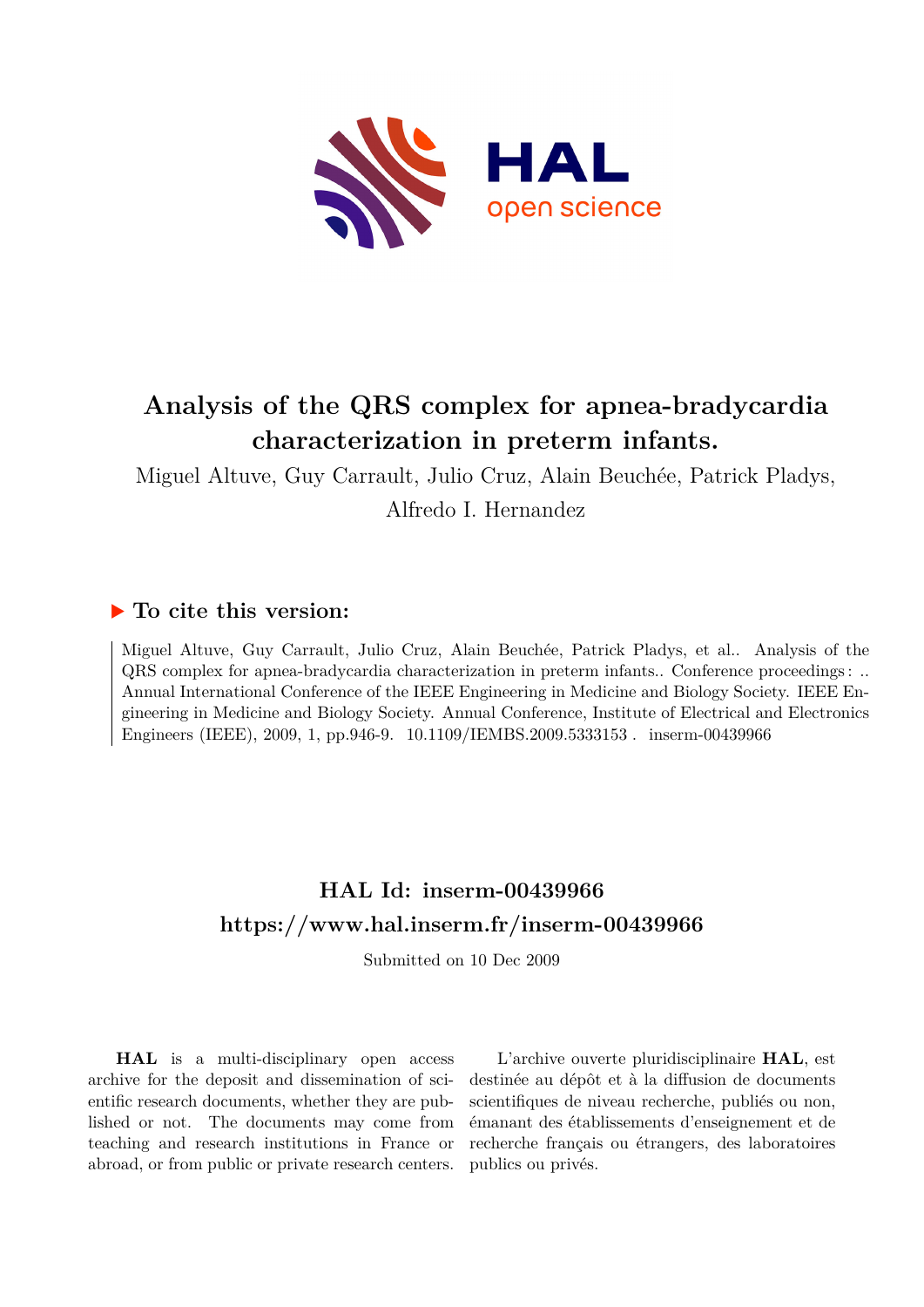# Analysis of the QRS complex for apnea-bradycardia characterization in preterm infants.

Miguel Altuve, Guy Carrault, Julio Cruz, Alain Beuchée, Patrick Pladys, Alfredo I. Hernandez

## ▶ To cite this version:

Miguel Altuve, Guy Carrault, Julio Cruz, Alain Beuchée, Patrick Pladys, et al.. Analysis of the QRS complex for apnea-bradycardia characterization in preterm infants.. Conference proceedings : .. Annual International Conference of the IEEE Engineering in Medicine and Biology Society. IEEE Engineering in Medicine and Biology Society. Annual Conference, Institute of Electrical and Electronics Engineers (IEEE), 2009, 1, pp.946-9. 10.1109/IEMBS.2009.5333153 . inserm-00439966

## HAL Id: inserm-00439966
## https://www.hal.inserm.fr/inserm-00439966

Submitted on 10 Dec 2009

**HAL** is a multi-disciplinary open access archive for the deposit and dissemination of scientific research documents, whether they are published or not. The documents may come from teaching and research institutions in France or abroad, or from public or private research centers.

L'archive ouverte pluridisciplinaire **HAL**, est destinée au dépôt et à la diffusion de documents scientifiques de niveau recherche, publiés ou non, émanant des établissements d'enseignement et de recherche français ou étrangers, des laboratoires publics ou privés.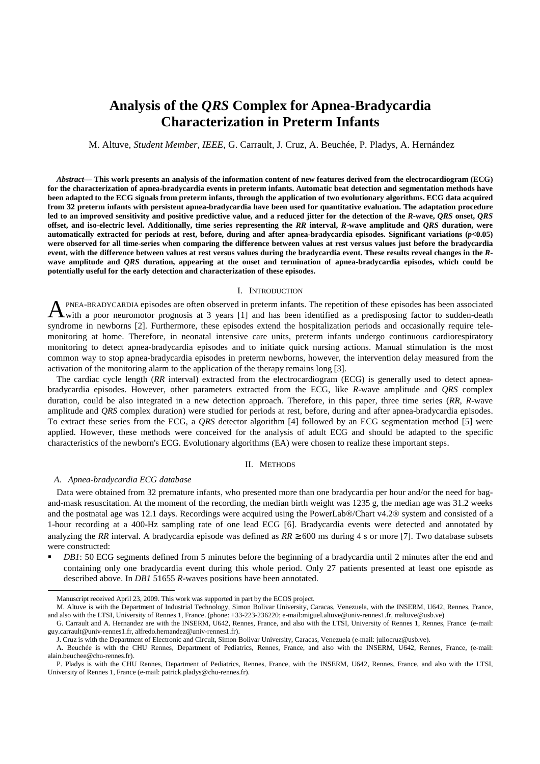# Analysis of the *QRS* Complex for Apnea-Bradycardia Characterization in Preterm Infants

M. Altuve, *Student Member, IEEE*, G. Carrault, J. Cruz, A. Beuchée, P. Pladys, A. Hernández

***Abstract*— This work presents an analysis of the information content of new features derived from the electrocardiogram (ECG) for the characterization of apnea-bradycardia events in preterm infants. Automatic beat detection and segmentation methods have been adapted to the ECG signals from preterm infants, through the application of two evolutionary algorithms. ECG data acquired from 32 preterm infants with persistent apnea-bradycardia have been used for quantitative evaluation. The adaptation procedure led to an improved sensitivity and positive predictive value, and a reduced jitter for the detection of the *R*-wave, *QRS* onset, *QRS* offset, and iso-electric level. Additionally, time series representing the *RR* interval, *R*-wave amplitude and *QRS* duration, were automatically extracted for periods at rest, before, during and after apnea-bradycardia episodes. Significant variations ($p$<0.05) were observed for all time-series when comparing the difference between values at rest versus values just before the bradycardia event, with the difference between values at rest versus values during the bradycardia event. These results reveal changes in the *R*-wave amplitude and *QRS* duration, appearing at the onset and termination of apnea-bradycardia episodes, which could be potentially useful for the early detection and characterization of these episodes.**

## I. Introduction

Apnea-bradycardia episodes are often observed in preterm infants. The repetition of these episodes has been associated with a poor neuromotor prognosis at 3 years [1] and has been identified as a predisposing factor to sudden-death syndrome in newborns [2]. Furthermore, these episodes extend the hospitalization periods and occasionally require tele-monitoring at home. Therefore, in neonatal intensive care units, preterm infants undergo continuous cardiorespiratory monitoring to detect apnea-bradycardia episodes and to initiate quick nursing actions. Manual stimulation is the most common way to stop apnea-bradycardia episodes in preterm newborns, however, the intervention delay measured from the activation of the monitoring alarm to the application of the therapy remains long [3].

The cardiac cycle length (*RR* interval) extracted from the electrocardiogram (ECG) is generally used to detect apnea-bradycardia episodes. However, other parameters extracted from the ECG, like *R*-wave amplitude and *QRS* complex duration, could be also integrated in a new detection approach. Therefore, in this paper, three time series (*RR*, *R*-wave amplitude and *QRS* complex duration) were studied for periods at rest, before, during and after apnea-bradycardia episodes. To extract these series from the ECG, a *QRS* detector algorithm [4] followed by an ECG segmentation method [5] were applied. However, these methods were conceived for the analysis of adult ECG and should be adapted to the specific characteristics of the newborn's ECG. Evolutionary algorithms (EA) were chosen to realize these important steps.

## II. Methods

### A. Apnea-bradycardia ECG database

Data were obtained from 32 premature infants, who presented more than one bradycardia per hour and/or the need for bag-and-mask resuscitation. At the moment of the recording, the median birth weight was 1235 g, the median age was 31.2 weeks and the postnatal age was 12.1 days. Recordings were acquired using the PowerLab®/Chart v4.2® system and consisted of a 1-hour recording at a 400-Hz sampling rate of one lead ECG [6]. Bradycardia events were detected and annotated by analyzing the *RR* interval. A bradycardia episode was defined as $RR \geq 600$ ms during 4 s or more [7]. Two database subsets were constructed:

- *DB1*: 50 ECG segments defined from 5 minutes before the beginning of a bradycardia until 2 minutes after the end and containing only one bradycardia event during this whole period. Only 27 patients presented at least one episode as described above. In *DB1* 51655 *R*-waves positions have been annotated.

---

Manuscript received April 23, 2009. This work was supported in part by the ECOS project.

M. Altuve is with the Department of Industrial Technology, Simon Bolivar University, Caracas, Venezuela, with the INSERM, U642, Rennes, France, and also with the LTSI, University of Rennes 1, France. (phone: +33-223-236220; e-mail:miguel.altuve@univ-rennes1.fr, maltuve@usb.ve)

G. Carrault and A. Hernandez are with the INSERM, U642, Rennes, France, and also with the LTSI, University of Rennes 1, Rennes, France (e-mail: guy.carrault@univ-rennes1.fr, alfredo.hernandez@univ-rennes1.fr).

J. Cruz is with the Department of Electronic and Circuit, Simon Bolivar University, Caracas, Venezuela (e-mail: juliocruz@usb.ve).

A. Beuchée is with the CHU Rennes, Department of Pediatrics, Rennes, France, and also with the INSERM, U642, Rennes, France, (e-mail: alain.beuchee@chu-rennes.fr).

P. Pladys is with the CHU Rennes, Department of Pediatrics, Rennes, France, with the INSERM, U642, Rennes, France, and also with the LTSI, University of Rennes 1, France (e-mail: patrick.pladys@chu-rennes.fr).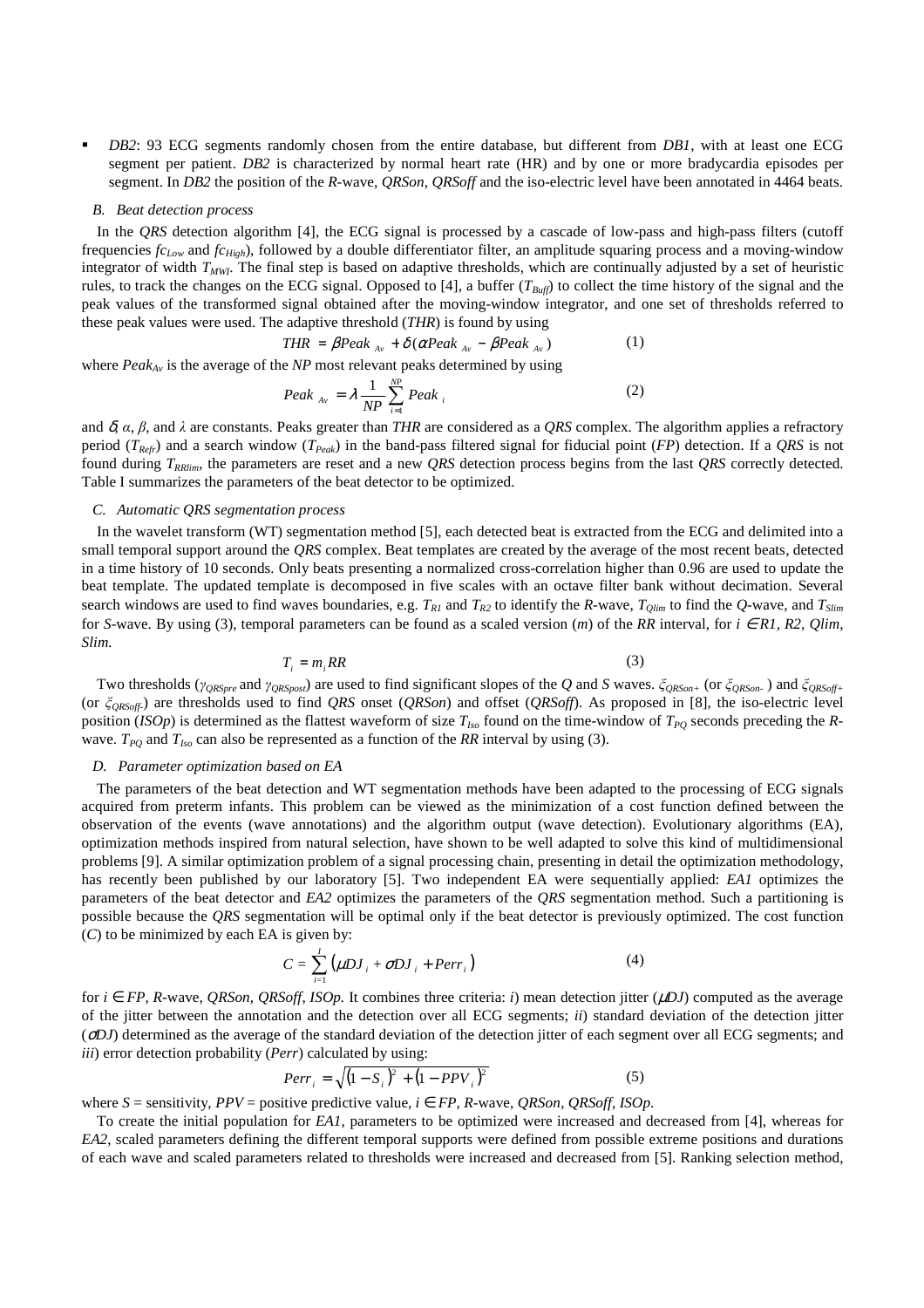- *DB2*: 93 ECG segments randomly chosen from the entire database, but different from *DB1*, with at least one ECG segment per patient. *DB2* is characterized by normal heart rate (HR) and by one or more bradycardia episodes per segment. In *DB2* the position of the *R*-wave, *QRSon*, *QRSoff* and the iso-electric level have been annotated in 4464 beats.

### *B. Beat detection process*

In the *QRS* detection algorithm [4], the ECG signal is processed by a cascade of low-pass and high-pass filters (cutoff frequencies $fc_{Low}$ and $fc_{High}$), followed by a double differentiator filter, an amplitude squaring process and a moving-window integrator of width $T_{MWI}$. The final step is based on adaptive thresholds, which are continually adjusted by a set of heuristic rules, to track the changes on the ECG signal. Opposed to [4], a buffer ($T_{Buff}$) to collect the time history of the signal and the peak values of the transformed signal obtained after the moving-window integrator, and one set of thresholds referred to these peak values were used. The adaptive threshold (*THR*) is found by using

$$THR = \beta Peak_{Av} + \delta(\alpha Peak_{Av} - \beta Peak_{Av}) \tag{1}$$

where $Peak_{Av}$ is the average of the *NP* most relevant peaks determined by using

$$Peak_{Av} = \lambda \frac{1}{NP} \sum_{i=1}^{NP} Peak_i \tag{2}$$

and $\delta$, $\alpha$, $\beta$, and $\lambda$ are constants. Peaks greater than *THR* are considered as a *QRS* complex. The algorithm applies a refractory period ($T_{Refr}$) and a search window ($T_{Peak}$) in the band-pass filtered signal for fiducial point (*FP*) detection. If a *QRS* is not found during $T_{RRlim}$, the parameters are reset and a new *QRS* detection process begins from the last *QRS* correctly detected. Table I summarizes the parameters of the beat detector to be optimized.

### *C. Automatic QRS segmentation process*

In the wavelet transform (WT) segmentation method [5], each detected beat is extracted from the ECG and delimited into a small temporal support around the *QRS* complex. Beat templates are created by the average of the most recent beats, detected in a time history of 10 seconds. Only beats presenting a normalized cross-correlation higher than 0.96 are used to update the beat template. The updated template is decomposed in five scales with an octave filter bank without decimation. Several search windows are used to find waves boundaries, e.g. $T_{R1}$ and $T_{R2}$ to identify the *R*-wave, $T_{Qlim}$ to find the *Q*-wave, and $T_{Slim}$ for *S*-wave. By using (3), temporal parameters can be found as a scaled version (*m*) of the *RR* interval, for $i \in R1, R2, Qlim, Slim$.

$$T_i = m_i RR \tag{3}$$

Two thresholds ($\gamma_{QRSpre}$ and $\gamma_{QRSpost}$) are used to find significant slopes of the *Q* and *S* waves. $\xi_{QRSon+}$ (or $\xi_{QRSon-}$ ) and $\xi_{QRSoff+}$ (or $\xi_{QRSoff-}$) are thresholds used to find *QRS* onset (*QRSon*) and offset (*QRSoff*). As proposed in [8], the iso-electric level position (*ISOp*) is determined as the flattest waveform of size $T_{Iso}$ found on the time-window of $T_{PQ}$ seconds preceding the *R*-wave. $T_{PQ}$ and $T_{Iso}$ can also be represented as a function of the *RR* interval by using (3).

### *D. Parameter optimization based on EA*

The parameters of the beat detection and WT segmentation methods have been adapted to the processing of ECG signals acquired from preterm infants. This problem can be viewed as the minimization of a cost function defined between the observation of the events (wave annotations) and the algorithm output (wave detection). Evolutionary algorithms (EA), optimization methods inspired from natural selection, have shown to be well adapted to solve this kind of multidimensional problems [9]. A similar optimization problem of a signal processing chain, presenting in detail the optimization methodology, has recently been published by our laboratory [5]. Two independent EA were sequentially applied: *EA1* optimizes the parameters of the beat detector and *EA2* optimizes the parameters of the *QRS* segmentation method. Such a partitioning is possible because the *QRS* segmentation will be optimal only if the beat detector is previously optimized. The cost function (*C*) to be minimized by each EA is given by:

$$C = \sum_{i=1}^{I} \left( \mu DJ_i + \sigma DJ_i + Perr_i \right) \tag{4}$$

for $i \in FP$, *R*-wave, *QRSon*, *QRSoff*, *ISOp*. It combines three criteria: *i*) mean detection jitter ($\mu DJ$) computed as the average of the jitter between the annotation and the detection over all ECG segments; *ii*) standard deviation of the detection jitter ($\sigma DJ$) determined as the average of the standard deviation of the detection jitter of each segment over all ECG segments; and *iii*) error detection probability (*Perr*) calculated by using:

$$Perr_i = \sqrt{(1 - S_i)^2 + (1 - PPV_i)^2} \tag{5}$$

where *S* = sensitivity, *PPV* = positive predictive value, $i \in FP$, *R*-wave, *QRSon*, *QRSoff*, *ISOp*.

To create the initial population for *EA1*, parameters to be optimized were increased and decreased from [4], whereas for *EA2*, scaled parameters defining the different temporal supports were defined from possible extreme positions and durations of each wave and scaled parameters related to thresholds were increased and decreased from [5]. Ranking selection method,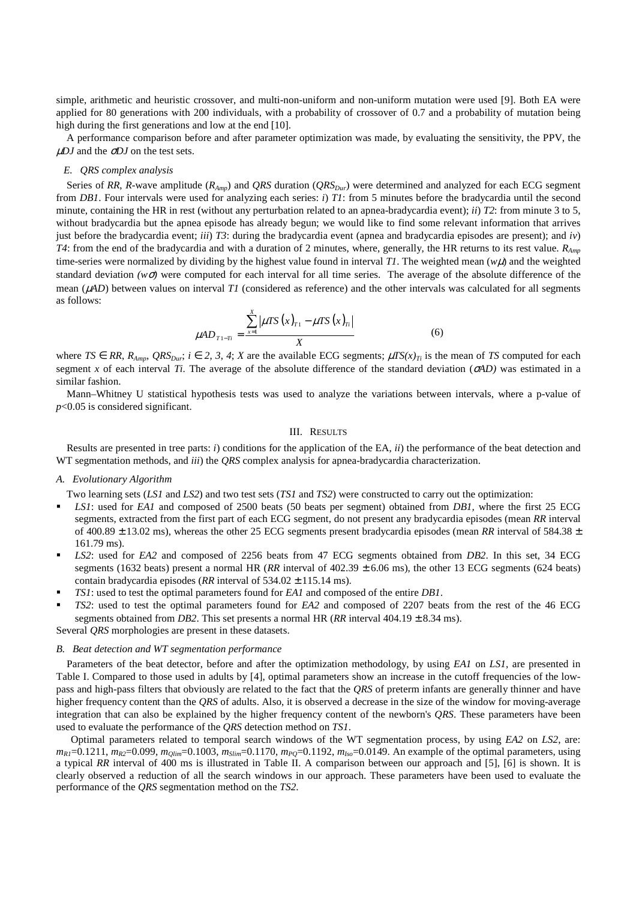simple, arithmetic and heuristic crossover, and multi-non-uniform and non-uniform mutation were used [9]. Both EA were applied for 80 generations with 200 individuals, with a probability of crossover of 0.7 and a probability of mutation being high during the first generations and low at the end [10].

A performance comparison before and after parameter optimization was made, by evaluating the sensitivity, the PPV, the $\mu DJ$ and the $\sigma DJ$ on the test sets.

### E. QRS complex analysis

Series of *RR*, *R*-wave amplitude ($R_{Amp}$) and *QRS* duration ($QRS_{Dur}$) were determined and analyzed for each ECG segment from *DB1*. Four intervals were used for analyzing each series: *i*) *T1*: from 5 minutes before the bradycardia until the second minute, containing the HR in rest (without any perturbation related to an apnea-bradycardia event); *ii*) *T2*: from minute 3 to 5, without bradycardia but the apnea episode has already begun; we would like to find some relevant information that arrives just before the bradycardia event; *iii*) *T3*: during the bradycardia event (apnea and bradycardia episodes are present); and *iv*) *T4*: from the end of the bradycardia and with a duration of 2 minutes, where, generally, the HR returns to its rest value. $R_{Amp}$ time-series were normalized by dividing by the highest value found in interval *T1*. The weighted mean ($w\mu$) and the weighted standard deviation ($w\sigma$) were computed for each interval for all time series. The average of the absolute difference of the mean ($\mu AD$) between values on interval *T1* (considered as reference) and the other intervals was calculated for all segments as follows:

$$\mu AD_{T1-Ti} = \frac{\sum_{x=1}^{X} \left| \mu TS(x)_{T1} - \mu TS(x)_{Ti} \right|}{X} \qquad (6)$$

where $TS \in RR, R_{Amp}, QRS_{Dur}$; $i \in 2, 3, 4$; $X$ are the available ECG segments; $\mu TS(x)_{Ti}$ is the mean of *TS* computed for each segment *x* of each interval *Ti*. The average of the absolute difference of the standard deviation ($\sigma AD$) was estimated in a similar fashion.

Mann–Whitney U statistical hypothesis tests was used to analyze the variations between intervals, where a p-value of $p<0.05$ is considered significant.

## III. Results

Results are presented in tree parts: *i*) conditions for the application of the EA, *ii*) the performance of the beat detection and WT segmentation methods, and *iii*) the *QRS* complex analysis for apnea-bradycardia characterization.

### A. Evolutionary Algorithm

Two learning sets (*LS1* and *LS2*) and two test sets (*TS1* and *TS2*) were constructed to carry out the optimization:

- *LS1*: used for *EA1* and composed of 2500 beats (50 beats per segment) obtained from *DB1*, where the first 25 ECG segments, extracted from the first part of each ECG segment, do not present any bradycardia episodes (mean *RR* interval of 400.89 ± 13.02 ms), whereas the other 25 ECG segments present bradycardia episodes (mean *RR* interval of 584.38 ± 161.79 ms).
- *LS2*: used for *EA2* and composed of 2256 beats from 47 ECG segments obtained from *DB2*. In this set, 34 ECG segments (1632 beats) present a normal HR (*RR* interval of 402.39 ± 6.06 ms), the other 13 ECG segments (624 beats) contain bradycardia episodes (*RR* interval of 534.02 ± 115.14 ms).
- *TS1*: used to test the optimal parameters found for *EA1* and composed of the entire *DB1*.
- *TS2*: used to test the optimal parameters found for *EA2* and composed of 2207 beats from the rest of the 46 ECG segments obtained from *DB2*. This set presents a normal HR (*RR* interval 404.19 ± 8.34 ms).

Several *QRS* morphologies are present in these datasets.

### B. Beat detection and WT segmentation performance

Parameters of the beat detector, before and after the optimization methodology, by using *EA1* on *LS1*, are presented in Table I. Compared to those used in adults by [4], optimal parameters show an increase in the cutoff frequencies of the low-pass and high-pass filters that obviously are related to the fact that the *QRS* of preterm infants are generally thinner and have higher frequency content than the *QRS* of adults. Also, it is observed a decrease in the size of the window for moving-average integration that can also be explained by the higher frequency content of the newborn's *QRS*. These parameters have been used to evaluate the performance of the *QRS* detection method on *TS1*.

Optimal parameters related to temporal search windows of the WT segmentation process, by using *EA2* on *LS2*, are: $m_{R1}$=0.1211, $m_{R2}$=0.099, $m_{Qlim}$=0.1003, $m_{Slim}$=0.1170, $m_{PQ}$=0.1192, $m_{Iso}$=0.0149. An example of the optimal parameters, using a typical *RR* interval of 400 ms is illustrated in Table II. A comparison between our approach and [5], [6] is shown. It is clearly observed a reduction of all the search windows in our approach. These parameters have been used to evaluate the performance of the *QRS* segmentation method on the *TS2*.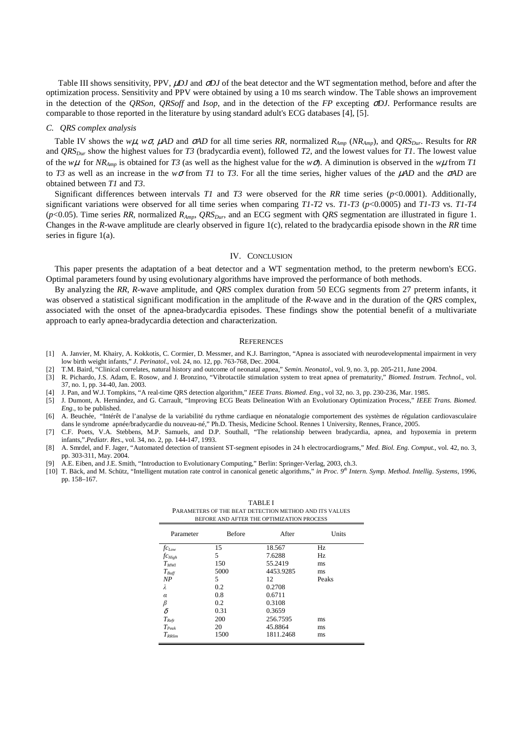Table III shows sensitivity, PPV, $\mu DJ$ and $\sigma DJ$ of the beat detector and the WT segmentation method, before and after the optimization process. Sensitivity and PPV were obtained by using a 10 ms search window. The Table shows an improvement in the detection of the *QRSon*, *QRSoff* and *Isop*, and in the detection of the *FP* excepting $\sigma DJ$. Performance results are comparable to those reported in the literature by using standard adult's ECG databases [4], [5].

### C. QRS complex analysis

Table IV shows the $w\mu$, $w\sigma$, $\mu AD$ and $\sigma AD$ for all time series *RR*, normalized $R_{Amp}$ ($NR_{Amp}$), and $QRS_{Dur}$. Results for *RR* and $QRS_{Dur}$ show the highest values for *T3* (bradycardia event), followed *T2*, and the lowest values for *T1*. The lowest value of the $w\mu$ for $NR_{Amp}$ is obtained for *T3* (as well as the highest value for the $w\sigma$). A diminution is observed in the $w\mu$ from *T1* to *T3* as well as an increase in the $w\sigma$ from *T1* to *T3*. For all the time series, higher values of the $\mu AD$ and the $\sigma AD$ are obtained between *T1* and *T3*.

Significant differences between intervals *T1* and *T3* were observed for the *RR* time series ($p<0.0001$). Additionally, significant variations were observed for all time series when comparing *T1-T2* vs. *T1-T3* ($p<0.0005$) and *T1-T3* vs. *T1-T4* ($p<0.05$). Time series *RR*, normalized $R_{Amp}$, $QRS_{Dur}$, and an ECG segment with *QRS* segmentation are illustrated in figure 1. Changes in the *R*-wave amplitude are clearly observed in figure 1(c), related to the bradycardia episode shown in the *RR* time series in figure 1(a).

## IV. Conclusion

This paper presents the adaptation of a beat detector and a WT segmentation method, to the preterm newborn's ECG. Optimal parameters found by using evolutionary algorithms have improved the performance of both methods.

By analyzing the *RR*, *R*-wave amplitude, and *QRS* complex duration from 50 ECG segments from 27 preterm infants, it was observed a statistical significant modification in the amplitude of the *R*-wave and in the duration of the *QRS* complex, associated with the onset of the apnea-bradycardia episodes. These findings show the potential benefit of a multivariate approach to early apnea-bradycardia detection and characterization.

## References

[1] A. Janvier, M. Khairy, A. Kokkotis, C. Cormier, D. Messmer, and K.J. Barrington, "Apnea is associated with neurodevelopmental impairment in very low birth weight infants," *J. Perinatol.*, vol. 24, no. 12, pp. 763-768, Dec. 2004.

[2] T.M. Baird, "Clinical correlates, natural history and outcome of neonatal apnea," *Semin. Neonatol.*, vol. 9, no. 3, pp. 205-211, June 2004.

[3] R. Pichardo, J.S. Adam, E. Rosow, and J. Bronzino, "Vibrotactile stimulation system to treat apnea of prematurity," *Biomed. Instrum. Technol.*, vol. 37, no. 1, pp. 34-40, Jan. 2003.

[4] J. Pan, and W.J. Tompkins, "A real-time QRS detection algorithm," *IEEE Trans. Biomed. Eng.*, vol 32, no. 3, pp. 230-236, Mar. 1985.

[5] J. Dumont, A. Hernández, and G. Carrault, "Improving ECG Beats Delineation With an Evolutionary Optimization Process," *IEEE Trans. Biomed. Eng.*, to be published.

[6] A. Beuchée, "Intérêt de l'analyse de la variabilité du rythme cardiaque en néonatalogie comportement des systèmes de régulation cardiovasculaire dans le syndrome apnée/bradycardie du nouveau-né," Ph.D. Thesis, Medicine School. Rennes 1 University, Rennes, France, 2005.

[7] C.F. Poets, V.A. Stebbens, M.P. Samuels, and D.P. Southall, "The relationship between bradycardia, apnea, and hypoxemia in preterm infants,".*Pediatr. Res.*, vol. 34, no. 2, pp. 144-147, 1993.

[8] A. Smrdel, and F. Jager, "Automated detection of transient ST-segment episodes in 24 h electrocardiograms," *Med. Biol. Eng. Comput.*, vol. 42, no. 3, pp. 303-311, May. 2004.

[9] A.E. Eiben, and J.E. Smith, "Introduction to Evolutionary Computing," Berlin: Springer-Verlag, 2003, ch.3.

[10] T. Bäck, and M. Schütz, "Intelligent mutation rate control in canonical genetic algorithms," *in Proc. 9th Intern. Symp. Method. Intellig. Systems*, 1996, pp. 158–167.

TABLE I
PARAMETERS OF THE BEAT DETECTION METHOD AND ITS VALUES BEFORE AND AFTER THE OPTIMIZATION PROCESS

| Parameter | Before | After | Units |
|---|---|---|---|
| $fc_{Low}$ | 15 | 18.567 | Hz |
| $fc_{High}$ | 5 | 7.6288 | Hz |
| $T_{MWI}$ | 150 | 55.2419 | ms |
| $T_{Buff}$ | 5000 | 4453.9285 | ms |
| $NP$ | 5 | 12 | Peaks |
| $\lambda$ | 0.2 | 0.2708 | |
| $\alpha$ | 0.8 | 0.6711 | |
| $\beta$ | 0.2 | 0.3108 | |
| $\delta$ | 0.31 | 0.3659 | |
| $T_{Refr}$ | 200 | 256.7595 | ms |
| $T_{Peak}$ | 20 | 45.8864 | ms |
| $T_{RRlim}$ | 1500 | 1811.2468 | ms |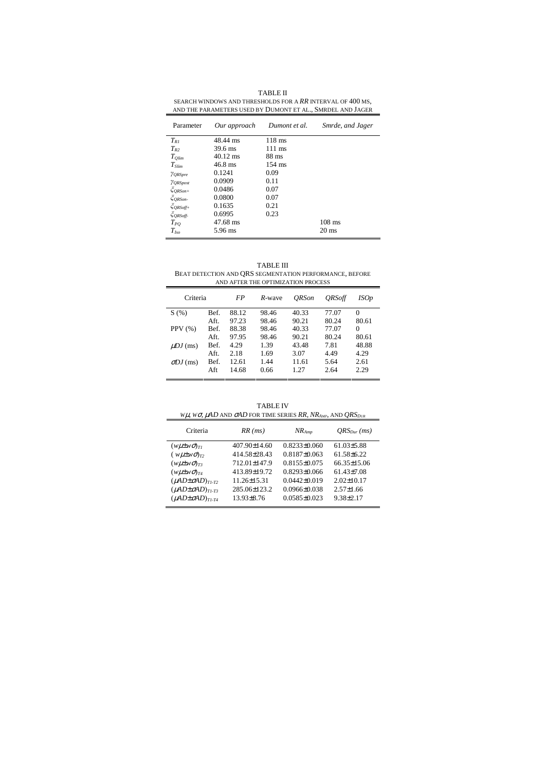TABLE II

SEARCH WINDOWS AND THRESHOLDS FOR A $RR$ INTERVAL OF 400 MS, AND THE PARAMETERS USED BY DUMONT ET AL., SMRDEL AND JAGER

| Parameter | *Our approach* | *Dumont et al.* | *Smrde, and Jager* |
|---|---|---|---|
| $T_{R1}$ | 48.44 ms | 118 ms | |
| $T_{R2}$ | 39.6 ms | 111 ms | |
| $T_{Qlim}$ | 40.12 ms | 88 ms | |
| $T_{Slim}$ | 46.8 ms | 154 ms | |
| $\gamma_{QRSpre}$ | 0.1241 | 0.09 | |
| $\gamma_{QRSpost}$ | 0.0909 | 0.11 | |
| $\xi_{QRSon+}$ | 0.0486 | 0.07 | |
| $\xi_{QRSon-}$ | 0.0800 | 0.07 | |
| $\xi_{QRSoff+}$ | 0.1635 | 0.21 | |
| $\xi_{QRSoff-}$ | 0.6995 | 0.23 | |
| $T_{PQ}$ | 47.68 ms | | 108 ms |
| $T_{Iso}$ | 5.96 ms | | 20 ms |

TABLE III

BEAT DETECTION AND QRS SEGMENTATION PERFORMANCE, BEFORE AND AFTER THE OPTIMIZATION PROCESS

| Criteria | | *FP* | *R*-wave | *QRSon* | *QRSoff* | *ISOp* |
|---|---|---|---|---|---|---|
| S (%) | Bef. | 88.12 | 98.46 | 40.33 | 77.07 | 0 |
| | Aft. | 97.23 | 98.46 | 90.21 | 80.24 | 80.61 |
| PPV (%) | Bef. | 88.38 | 98.46 | 40.33 | 77.07 | 0 |
| | Aft. | 97.95 | 98.46 | 90.21 | 80.24 | 80.61 |
| $\mu DJ$ (ms) | Bef. | 4.29 | 1.39 | 43.48 | 7.81 | 48.88 |
| | Aft. | 2.18 | 1.69 | 3.07 | 4.49 | 4.29 |
| $\sigma DJ$ (ms) | Bef. | 12.61 | 1.44 | 11.61 | 5.64 | 2.61 |
| | Aft | 14.68 | 0.66 | 1.27 | 2.64 | 2.29 |

TABLE IV

$w\mu$, $w\sigma$, $\mu AD$ AND $\sigma AD$ FOR TIME SERIES $RR$, $NR_{AMP}$, AND $QRS_{DUR}$

| Criteria | $RR$ (ms) | $NR_{Amp}$ | $QRS_{Dur}$ (ms) |
|---|---|---|---|
| $(w\mu \pm w\sigma)_{T1}$ | 407.90±14.60 | 0.8233±0.060 | 61.03±5.88 |
| $(w\mu \pm w\sigma)_{T2}$ | 414.58±28.43 | 0.8187±0.063 | 61.58±6.22 |
| $(w\mu \pm w\sigma)_{T3}$ | 712.01±147.9 | 0.8155±0.075 | 66.35±15.06 |
| $(w\mu \pm w\sigma)_{T4}$ | 413.89±19.72 | 0.8293±0.066 | 61.43±7.08 |
| $(\mu AD \pm \sigma AD)_{T1-T2}$ | 11.26±15.31 | 0.0442±0.019 | 2.02±10.17 |
| $(\mu AD \pm \sigma AD)_{T1-T3}$ | 285.06±123.2 | 0.0966±0.038 | 2.57±1.66 |
| $(\mu AD \pm \sigma AD)_{T1-T4}$ | 13.93±8.76 | 0.0585±0.023 | 9.38±2.17 |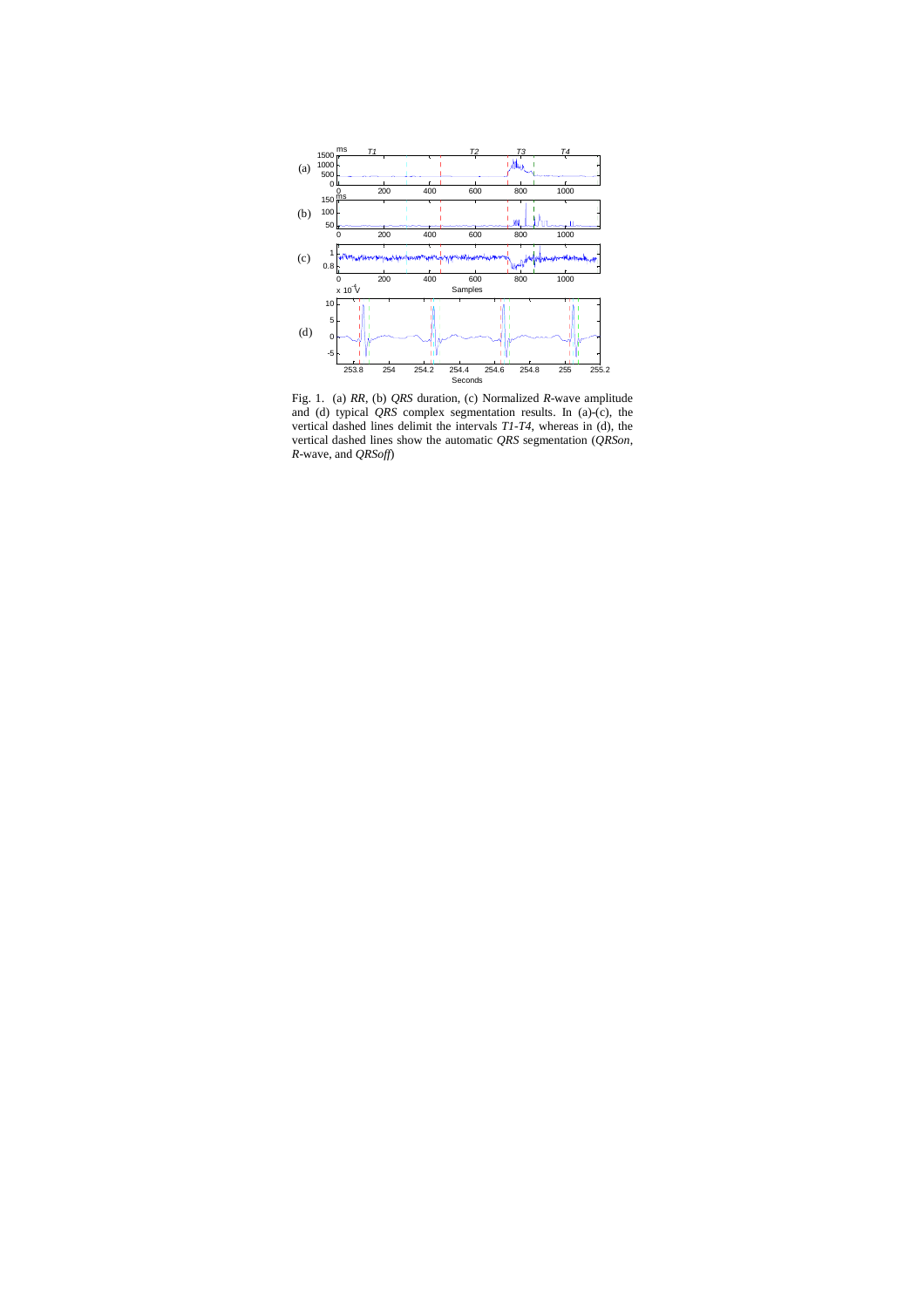ms

1500

(a) 1000

500

0

T1 T2 T3 T4

0 200 400 600 800 1000

150 ms

(b) 100

50

0 200 400 600 800 1000

(c) 1

0.8

0 200 400 600 800 1000

Samples

x 10$^{-4}$ V

10

5

(d) 0

-5

253.8 254 254.2 254.4 254.6 254.8 255 255.2

Seconds

Fig. 1. (a) *RR*, (b) *QRS* duration, (c) Normalized *R*-wave amplitude and (d) typical *QRS* complex segmentation results. In (a)-(c), the vertical dashed lines delimit the intervals *T1-T4*, whereas in (d), the vertical dashed lines show the automatic *QRS* segmentation (*QRSon*, *R*-wave, and *QRSoff*)